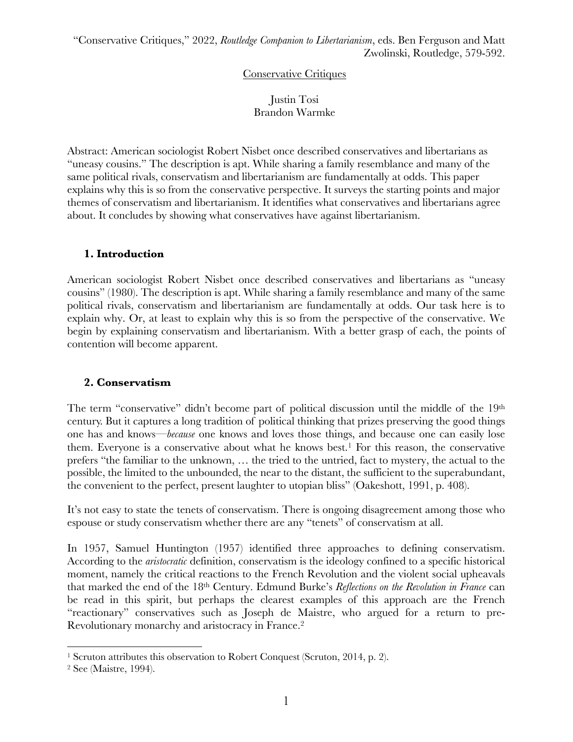"Conservative Critiques," 2022, *Routledge Companion to Libertarianism*, eds. Ben Ferguson and Matt Zwolinski, Routledge, 579-592.

# Conservative Critiques

Justin Tosi
Brandon Warmke

Abstract: American sociologist Robert Nisbet once described conservatives and libertarians as "uneasy cousins." The description is apt. While sharing a family resemblance and many of the same political rivals, conservatism and libertarianism are fundamentally at odds. This paper explains why this is so from the conservative perspective. It surveys the starting points and major themes of conservatism and libertarianism. It identifies what conservatives and libertarians agree about. It concludes by showing what conservatives have against libertarianism.

## 1. Introduction

American sociologist Robert Nisbet once described conservatives and libertarians as "uneasy cousins" (1980). The description is apt. While sharing a family resemblance and many of the same political rivals, conservatism and libertarianism are fundamentally at odds. Our task here is to explain why. Or, at least to explain why this is so from the perspective of the conservative. We begin by explaining conservatism and libertarianism. With a better grasp of each, the points of contention will become apparent.

## 2. Conservatism

The term "conservative" didn't become part of political discussion until the middle of the 19th century. But it captures a long tradition of political thinking that prizes preserving the good things one has and knows—*because* one knows and loves those things, and because one can easily lose them. Everyone is a conservative about what he knows best.[1] For this reason, the conservative prefers "the familiar to the unknown, … the tried to the untried, fact to mystery, the actual to the possible, the limited to the unbounded, the near to the distant, the sufficient to the superabundant, the convenient to the perfect, present laughter to utopian bliss" (Oakeshott, 1991, p. 408).

It's not easy to state the tenets of conservatism. There is ongoing disagreement among those who espouse or study conservatism whether there are any "tenets" of conservatism at all.

In 1957, Samuel Huntington (1957) identified three approaches to defining conservatism. According to the *aristocratic* definition, conservatism is the ideology confined to a specific historical moment, namely the critical reactions to the French Revolution and the violent social upheavals that marked the end of the 18th Century. Edmund Burke's *Reflections on the Revolution in France* can be read in this spirit, but perhaps the clearest examples of this approach are the French "reactionary" conservatives such as Joseph de Maistre, who argued for a return to pre-Revolutionary monarchy and aristocracy in France.[2]

[1] Scruton attributes this observation to Robert Conquest (Scruton, 2014, p. 2).

[2] See (Maistre, 1994).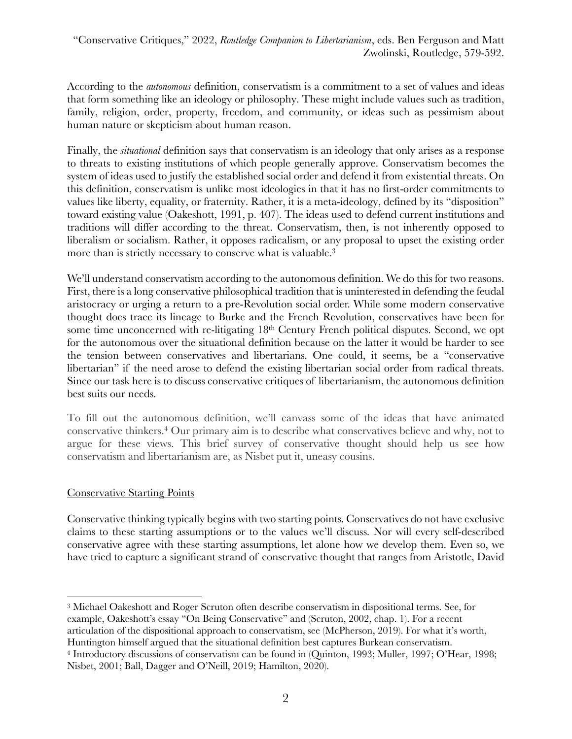According to the *autonomous* definition, conservatism is a commitment to a set of values and ideas that form something like an ideology or philosophy. These might include values such as tradition, family, religion, order, property, freedom, and community, or ideas such as pessimism about human nature or skepticism about human reason.

Finally, the *situational* definition says that conservatism is an ideology that only arises as a response to threats to existing institutions of which people generally approve. Conservatism becomes the system of ideas used to justify the established social order and defend it from existential threats. On this definition, conservatism is unlike most ideologies in that it has no first-order commitments to values like liberty, equality, or fraternity. Rather, it is a meta-ideology, defined by its "disposition" toward existing value (Oakeshott, 1991, p. 407). The ideas used to defend current institutions and traditions will differ according to the threat. Conservatism, then, is not inherently opposed to liberalism or socialism. Rather, it opposes radicalism, or any proposal to upset the existing order more than is strictly necessary to conserve what is valuable.[3]

We'll understand conservatism according to the autonomous definition. We do this for two reasons. First, there is a long conservative philosophical tradition that is uninterested in defending the feudal aristocracy or urging a return to a pre-Revolution social order. While some modern conservative thought does trace its lineage to Burke and the French Revolution, conservatives have been for some time unconcerned with re-litigating 18th Century French political disputes. Second, we opt for the autonomous over the situational definition because on the latter it would be harder to see the tension between conservatives and libertarians. One could, it seems, be a "conservative libertarian" if the need arose to defend the existing libertarian social order from radical threats. Since our task here is to discuss conservative critiques of libertarianism, the autonomous definition best suits our needs.

To fill out the autonomous definition, we'll canvass some of the ideas that have animated conservative thinkers.[4] Our primary aim is to describe what conservatives believe and why, not to argue for these views. This brief survey of conservative thought should help us see how conservatism and libertarianism are, as Nisbet put it, uneasy cousins.

## Conservative Starting Points

Conservative thinking typically begins with two starting points. Conservatives do not have exclusive claims to these starting assumptions or to the values we'll discuss. Nor will every self-described conservative agree with these starting assumptions, let alone how we develop them. Even so, we have tried to capture a significant strand of conservative thought that ranges from Aristotle, David

---

[3] Michael Oakeshott and Roger Scruton often describe conservatism in dispositional terms. See, for example, Oakeshott's essay "On Being Conservative" and (Scruton, 2002, chap. 1). For a recent articulation of the dispositional approach to conservatism, see (McPherson, 2019). For what it's worth, Huntington himself argued that the situational definition best captures Burkean conservatism.

[4] Introductory discussions of conservatism can be found in (Quinton, 1993; Muller, 1997; O'Hear, 1998; Nisbet, 2001; Ball, Dagger and O'Neill, 2019; Hamilton, 2020).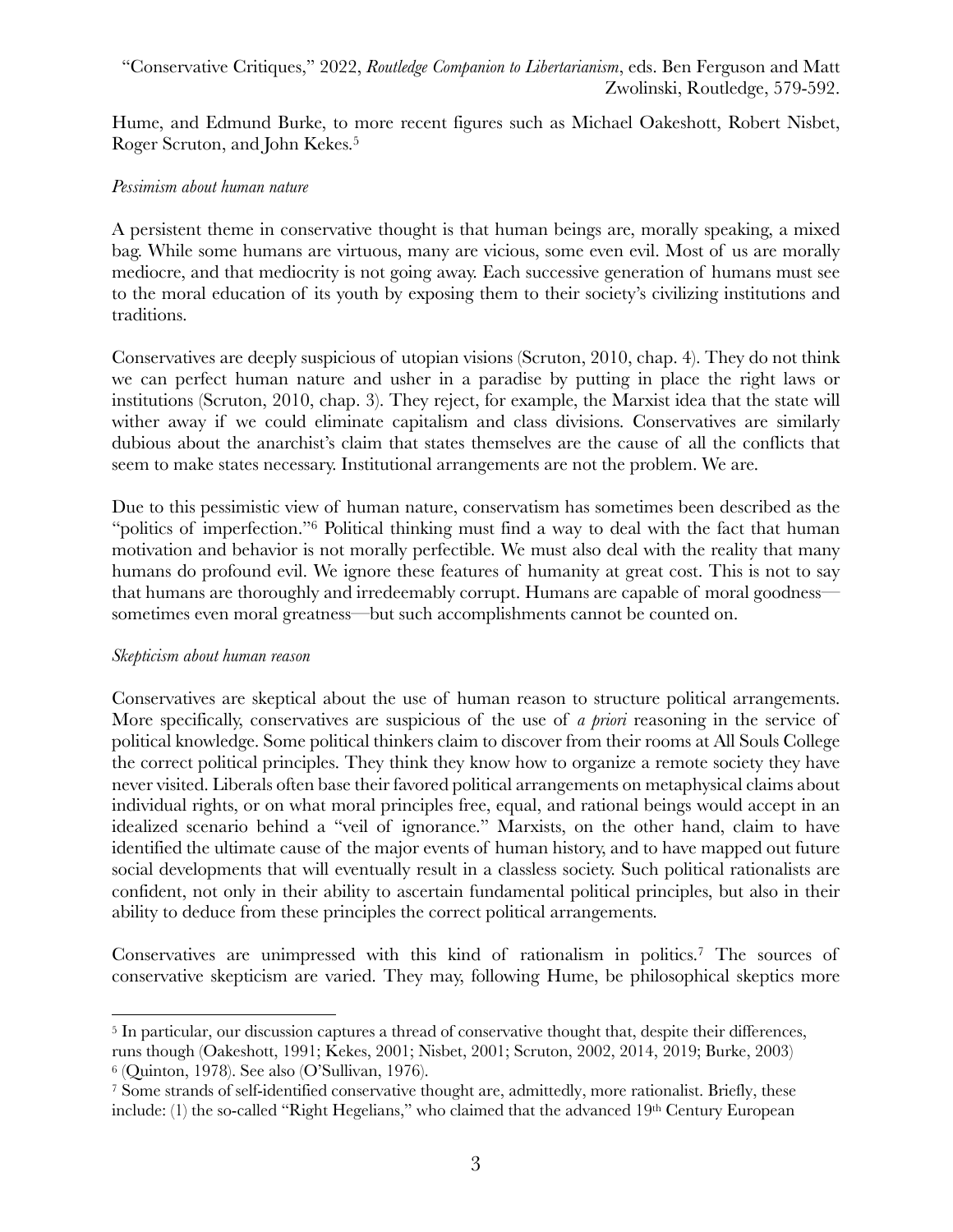Hume, and Edmund Burke, to more recent figures such as Michael Oakeshott, Robert Nisbet, Roger Scruton, and John Kekes.[5]

*Pessimism about human nature*

A persistent theme in conservative thought is that human beings are, morally speaking, a mixed bag. While some humans are virtuous, many are vicious, some even evil. Most of us are morally mediocre, and that mediocrity is not going away. Each successive generation of humans must see to the moral education of its youth by exposing them to their society's civilizing institutions and traditions.

Conservatives are deeply suspicious of utopian visions (Scruton, 2010, chap. 4). They do not think we can perfect human nature and usher in a paradise by putting in place the right laws or institutions (Scruton, 2010, chap. 3). They reject, for example, the Marxist idea that the state will wither away if we could eliminate capitalism and class divisions. Conservatives are similarly dubious about the anarchist's claim that states themselves are the cause of all the conflicts that seem to make states necessary. Institutional arrangements are not the problem. We are.

Due to this pessimistic view of human nature, conservatism has sometimes been described as the "politics of imperfection."[6] Political thinking must find a way to deal with the fact that human motivation and behavior is not morally perfectible. We must also deal with the reality that many humans do profound evil. We ignore these features of humanity at great cost. This is not to say that humans are thoroughly and irredeemably corrupt. Humans are capable of moral goodness—sometimes even moral greatness—but such accomplishments cannot be counted on.

*Skepticism about human reason*

Conservatives are skeptical about the use of human reason to structure political arrangements. More specifically, conservatives are suspicious of the use of *a priori* reasoning in the service of political knowledge. Some political thinkers claim to discover from their rooms at All Souls College the correct political principles. They think they know how to organize a remote society they have never visited. Liberals often base their favored political arrangements on metaphysical claims about individual rights, or on what moral principles free, equal, and rational beings would accept in an idealized scenario behind a "veil of ignorance." Marxists, on the other hand, claim to have identified the ultimate cause of the major events of human history, and to have mapped out future social developments that will eventually result in a classless society. Such political rationalists are confident, not only in their ability to ascertain fundamental political principles, but also in their ability to deduce from these principles the correct political arrangements.

Conservatives are unimpressed with this kind of rationalism in politics.[7] The sources of conservative skepticism are varied. They may, following Hume, be philosophical skeptics more

---

[5] In particular, our discussion captures a thread of conservative thought that, despite their differences, runs though (Oakeshott, 1991; Kekes, 2001; Nisbet, 2001; Scruton, 2002, 2014, 2019; Burke, 2003)

[6] (Quinton, 1978). See also (O'Sullivan, 1976).

[7] Some strands of self-identified conservative thought are, admittedly, more rationalist. Briefly, these include: (1) the so-called "Right Hegelians," who claimed that the advanced 19th Century European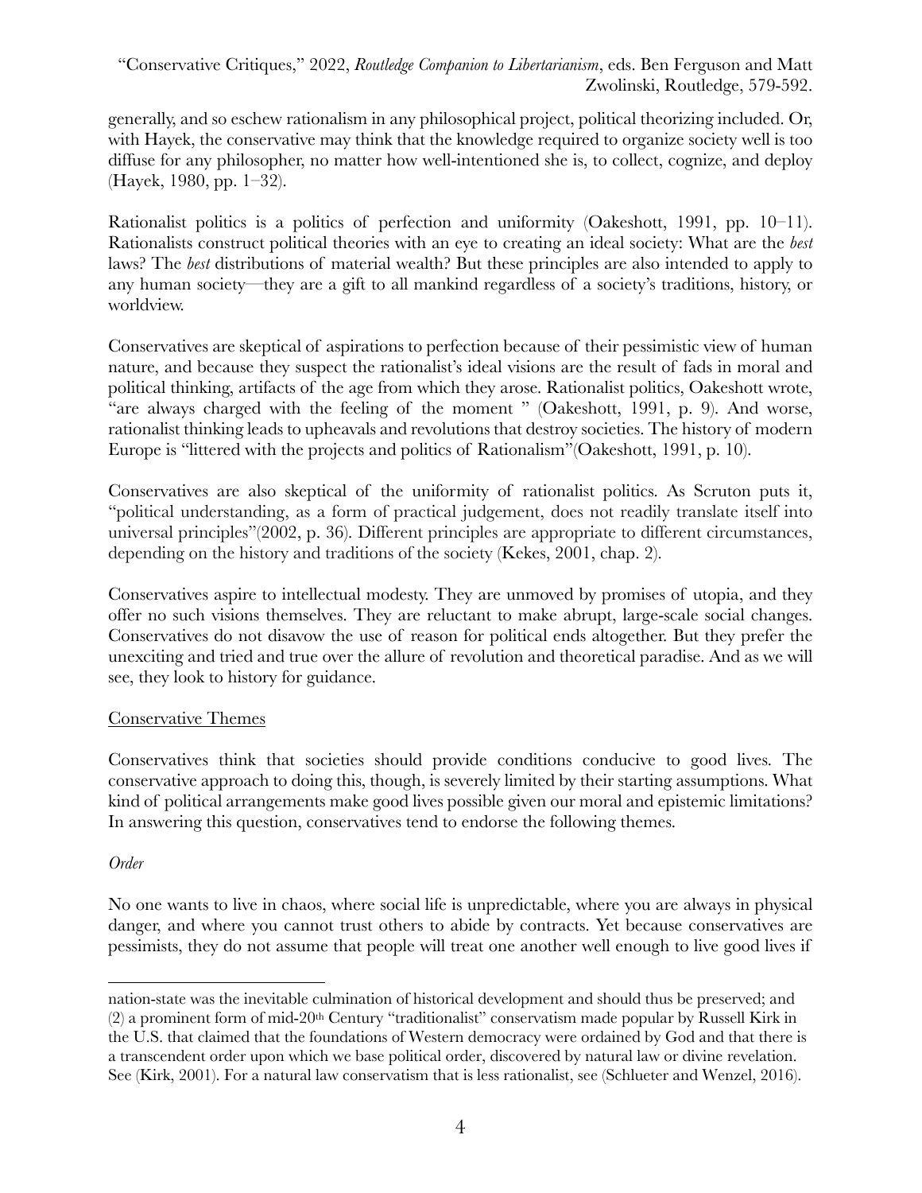generally, and so eschew rationalism in any philosophical project, political theorizing included. Or, with Hayek, the conservative may think that the knowledge required to organize society well is too diffuse for any philosopher, no matter how well-intentioned she is, to collect, cognize, and deploy (Hayek, 1980, pp. 1–32).

Rationalist politics is a politics of perfection and uniformity (Oakeshott, 1991, pp. 10–11). Rationalists construct political theories with an eye to creating an ideal society: What are the *best* laws? The *best* distributions of material wealth? But these principles are also intended to apply to any human society—they are a gift to all mankind regardless of a society's traditions, history, or worldview.

Conservatives are skeptical of aspirations to perfection because of their pessimistic view of human nature, and because they suspect the rationalist's ideal visions are the result of fads in moral and political thinking, artifacts of the age from which they arose. Rationalist politics, Oakeshott wrote, "are always charged with the feeling of the moment " (Oakeshott, 1991, p. 9). And worse, rationalist thinking leads to upheavals and revolutions that destroy societies. The history of modern Europe is "littered with the projects and politics of Rationalism"(Oakeshott, 1991, p. 10).

Conservatives are also skeptical of the uniformity of rationalist politics. As Scruton puts it, "political understanding, as a form of practical judgement, does not readily translate itself into universal principles"(2002, p. 36). Different principles are appropriate to different circumstances, depending on the history and traditions of the society (Kekes, 2001, chap. 2).

Conservatives aspire to intellectual modesty. They are unmoved by promises of utopia, and they offer no such visions themselves. They are reluctant to make abrupt, large-scale social changes. Conservatives do not disavow the use of reason for political ends altogether. But they prefer the unexciting and tried and true over the allure of revolution and theoretical paradise. And as we will see, they look to history for guidance.

## Conservative Themes

Conservatives think that societies should provide conditions conducive to good lives. The conservative approach to doing this, though, is severely limited by their starting assumptions. What kind of political arrangements make good lives possible given our moral and epistemic limitations? In answering this question, conservatives tend to endorse the following themes.

### *Order*

No one wants to live in chaos, where social life is unpredictable, where you are always in physical danger, and where you cannot trust others to abide by contracts. Yet because conservatives are pessimists, they do not assume that people will treat one another well enough to live good lives if

---

nation-state was the inevitable culmination of historical development and should thus be preserved; and (2) a prominent form of mid-20th Century "traditionalist" conservatism made popular by Russell Kirk in the U.S. that claimed that the foundations of Western democracy were ordained by God and that there is a transcendent order upon which we base political order, discovered by natural law or divine revelation. See (Kirk, 2001). For a natural law conservatism that is less rationalist, see (Schlueter and Wenzel, 2016).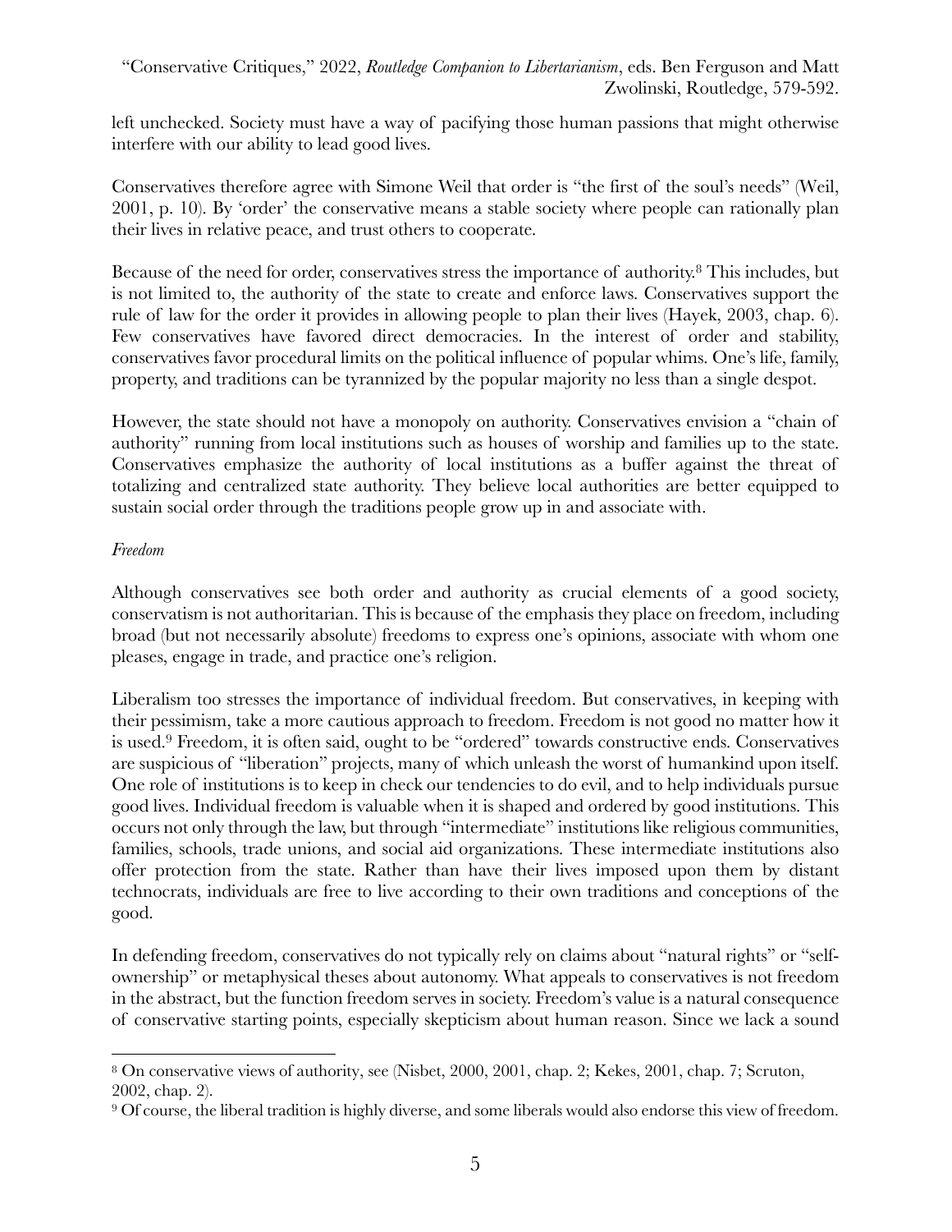left unchecked. Society must have a way of pacifying those human passions that might otherwise interfere with our ability to lead good lives.

Conservatives therefore agree with Simone Weil that order is "the first of the soul's needs" (Weil, 2001, p. 10). By 'order' the conservative means a stable society where people can rationally plan their lives in relative peace, and trust others to cooperate.

Because of the need for order, conservatives stress the importance of authority.[8] This includes, but is not limited to, the authority of the state to create and enforce laws. Conservatives support the rule of law for the order it provides in allowing people to plan their lives (Hayek, 2003, chap. 6). Few conservatives have favored direct democracies. In the interest of order and stability, conservatives favor procedural limits on the political influence of popular whims. One's life, family, property, and traditions can be tyrannized by the popular majority no less than a single despot.

However, the state should not have a monopoly on authority. Conservatives envision a "chain of authority" running from local institutions such as houses of worship and families up to the state. Conservatives emphasize the authority of local institutions as a buffer against the threat of totalizing and centralized state authority. They believe local authorities are better equipped to sustain social order through the traditions people grow up in and associate with.

*Freedom*

Although conservatives see both order and authority as crucial elements of a good society, conservatism is not authoritarian. This is because of the emphasis they place on freedom, including broad (but not necessarily absolute) freedoms to express one's opinions, associate with whom one pleases, engage in trade, and practice one's religion.

Liberalism too stresses the importance of individual freedom. But conservatives, in keeping with their pessimism, take a more cautious approach to freedom. Freedom is not good no matter how it is used.[9] Freedom, it is often said, ought to be "ordered" towards constructive ends. Conservatives are suspicious of "liberation" projects, many of which unleash the worst of humankind upon itself. One role of institutions is to keep in check our tendencies to do evil, and to help individuals pursue good lives. Individual freedom is valuable when it is shaped and ordered by good institutions. This occurs not only through the law, but through "intermediate" institutions like religious communities, families, schools, trade unions, and social aid organizations. These intermediate institutions also offer protection from the state. Rather than have their lives imposed upon them by distant technocrats, individuals are free to live according to their own traditions and conceptions of the good.

In defending freedom, conservatives do not typically rely on claims about "natural rights" or "self-ownership" or metaphysical theses about autonomy. What appeals to conservatives is not freedom in the abstract, but the function freedom serves in society. Freedom's value is a natural consequence of conservative starting points, especially skepticism about human reason. Since we lack a sound

---

[8] On conservative views of authority, see (Nisbet, 2000, 2001, chap. 2; Kekes, 2001, chap. 7; Scruton, 2002, chap. 2).

[9] Of course, the liberal tradition is highly diverse, and some liberals would also endorse this view of freedom.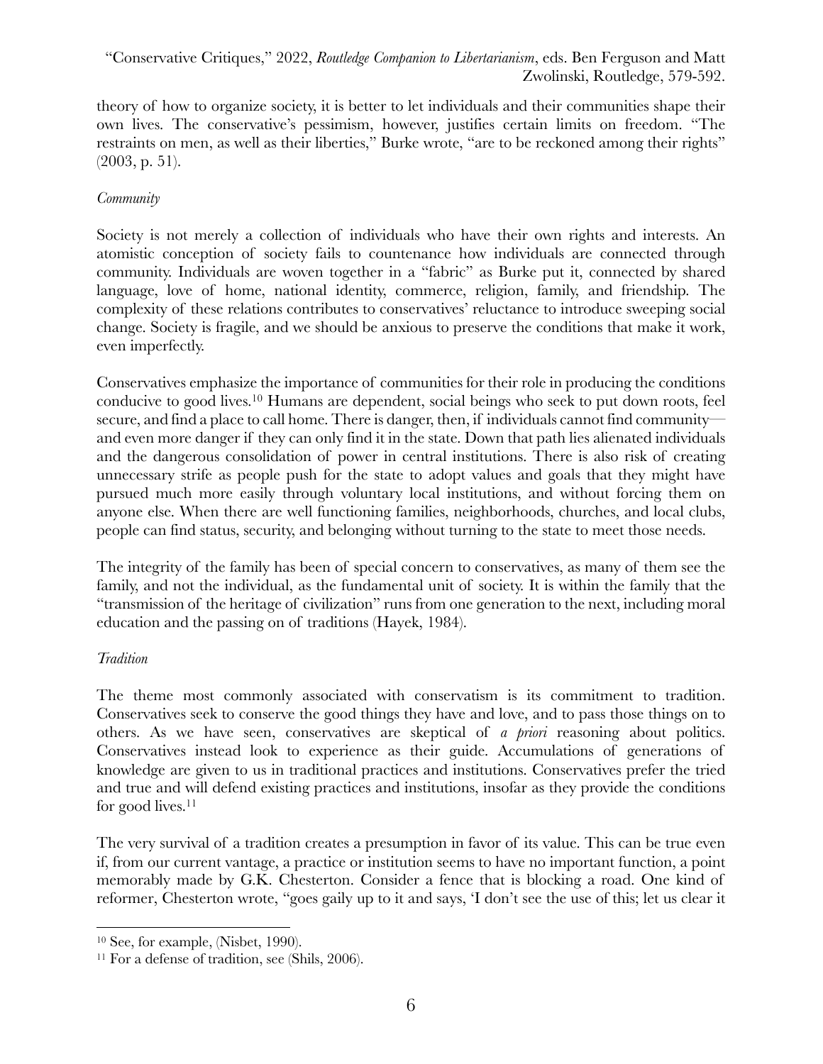theory of how to organize society, it is better to let individuals and their communities shape their own lives. The conservative's pessimism, however, justifies certain limits on freedom. "The restraints on men, as well as their liberties," Burke wrote, "are to be reckoned among their rights" (2003, p. 51).

*Community*

Society is not merely a collection of individuals who have their own rights and interests. An atomistic conception of society fails to countenance how individuals are connected through community. Individuals are woven together in a "fabric" as Burke put it, connected by shared language, love of home, national identity, commerce, religion, family, and friendship. The complexity of these relations contributes to conservatives' reluctance to introduce sweeping social change. Society is fragile, and we should be anxious to preserve the conditions that make it work, even imperfectly.

Conservatives emphasize the importance of communities for their role in producing the conditions conducive to good lives.[10] Humans are dependent, social beings who seek to put down roots, feel secure, and find a place to call home. There is danger, then, if individuals cannot find community—and even more danger if they can only find it in the state. Down that path lies alienated individuals and the dangerous consolidation of power in central institutions. There is also risk of creating unnecessary strife as people push for the state to adopt values and goals that they might have pursued much more easily through voluntary local institutions, and without forcing them on anyone else. When there are well functioning families, neighborhoods, churches, and local clubs, people can find status, security, and belonging without turning to the state to meet those needs.

The integrity of the family has been of special concern to conservatives, as many of them see the family, and not the individual, as the fundamental unit of society. It is within the family that the "transmission of the heritage of civilization" runs from one generation to the next, including moral education and the passing on of traditions (Hayek, 1984).

*Tradition*

The theme most commonly associated with conservatism is its commitment to tradition. Conservatives seek to conserve the good things they have and love, and to pass those things on to others. As we have seen, conservatives are skeptical of *a priori* reasoning about politics. Conservatives instead look to experience as their guide. Accumulations of generations of knowledge are given to us in traditional practices and institutions. Conservatives prefer the tried and true and will defend existing practices and institutions, insofar as they provide the conditions for good lives.[11]

The very survival of a tradition creates a presumption in favor of its value. This can be true even if, from our current vantage, a practice or institution seems to have no important function, a point memorably made by G.K. Chesterton. Consider a fence that is blocking a road. One kind of reformer, Chesterton wrote, "goes gaily up to it and says, 'I don't see the use of this; let us clear it

[10] See, for example, (Nisbet, 1990).

[11] For a defense of tradition, see (Shils, 2006).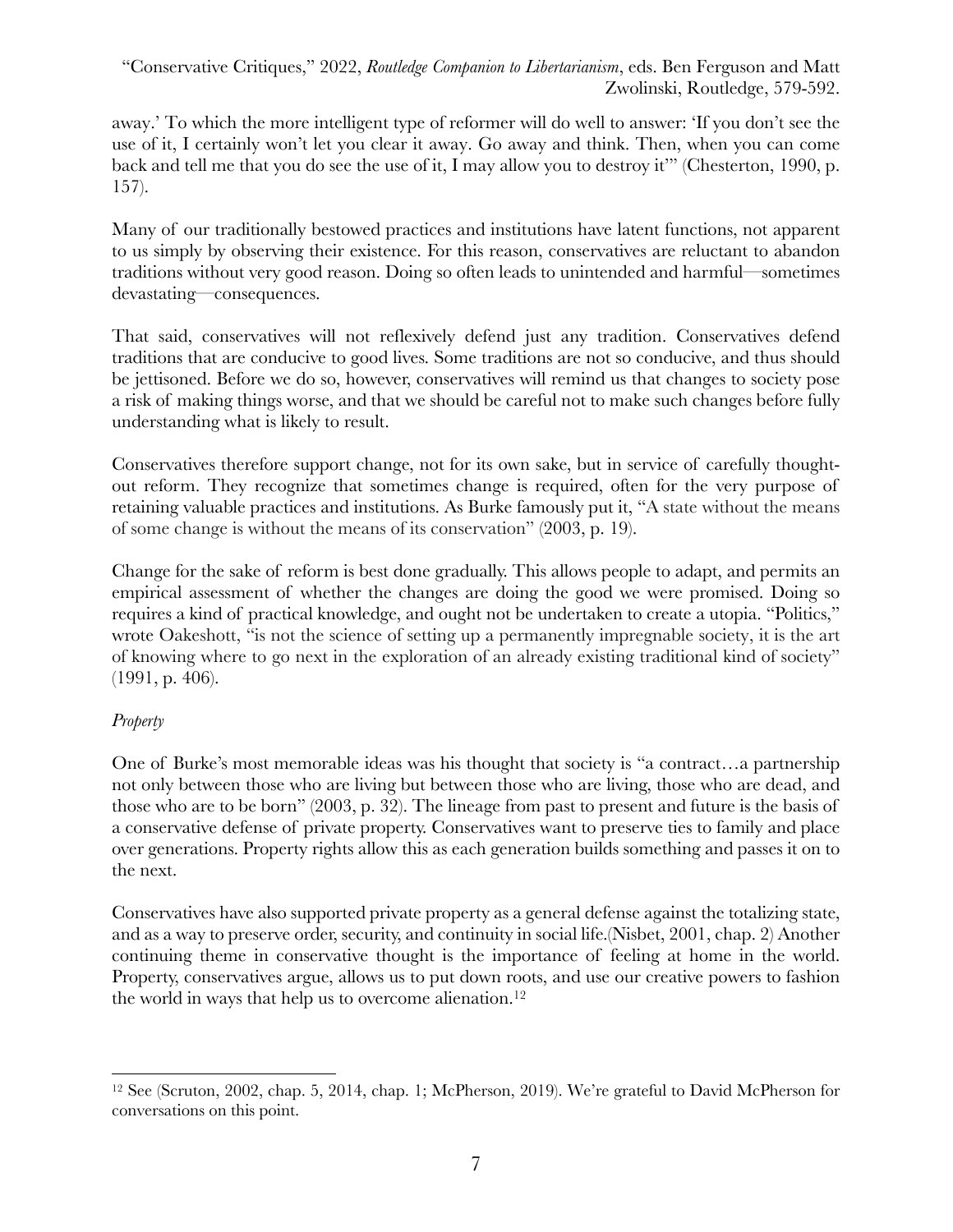away.' To which the more intelligent type of reformer will do well to answer: 'If you don't see the use of it, I certainly won't let you clear it away. Go away and think. Then, when you can come back and tell me that you do see the use of it, I may allow you to destroy it'" (Chesterton, 1990, p. 157).

Many of our traditionally bestowed practices and institutions have latent functions, not apparent to us simply by observing their existence. For this reason, conservatives are reluctant to abandon traditions without very good reason. Doing so often leads to unintended and harmful—sometimes devastating—consequences.

That said, conservatives will not reflexively defend just any tradition. Conservatives defend traditions that are conducive to good lives. Some traditions are not so conducive, and thus should be jettisoned. Before we do so, however, conservatives will remind us that changes to society pose a risk of making things worse, and that we should be careful not to make such changes before fully understanding what is likely to result.

Conservatives therefore support change, not for its own sake, but in service of carefully thought-out reform. They recognize that sometimes change is required, often for the very purpose of retaining valuable practices and institutions. As Burke famously put it, "A state without the means of some change is without the means of its conservation" (2003, p. 19).

Change for the sake of reform is best done gradually. This allows people to adapt, and permits an empirical assessment of whether the changes are doing the good we were promised. Doing so requires a kind of practical knowledge, and ought not be undertaken to create a utopia. "Politics," wrote Oakeshott, "is not the science of setting up a permanently impregnable society, it is the art of knowing where to go next in the exploration of an already existing traditional kind of society" (1991, p. 406).

*Property*

One of Burke's most memorable ideas was his thought that society is "a contract…a partnership not only between those who are living but between those who are living, those who are dead, and those who are to be born" (2003, p. 32). The lineage from past to present and future is the basis of a conservative defense of private property. Conservatives want to preserve ties to family and place over generations. Property rights allow this as each generation builds something and passes it on to the next.

Conservatives have also supported private property as a general defense against the totalizing state, and as a way to preserve order, security, and continuity in social life.(Nisbet, 2001, chap. 2) Another continuing theme in conservative thought is the importance of feeling at home in the world. Property, conservatives argue, allows us to put down roots, and use our creative powers to fashion the world in ways that help us to overcome alienation.[12]

[12] See (Scruton, 2002, chap. 5, 2014, chap. 1; McPherson, 2019). We're grateful to David McPherson for conversations on this point.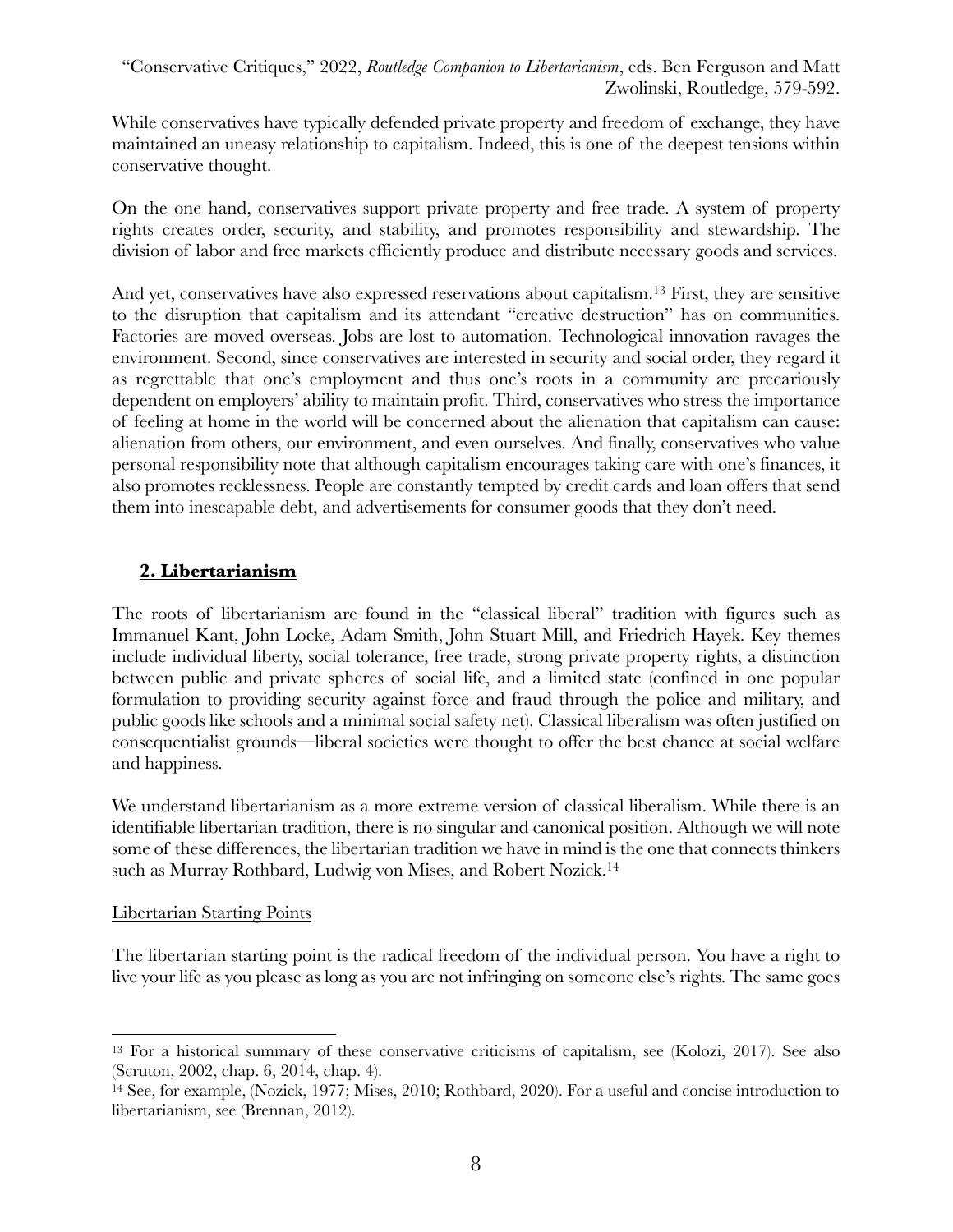While conservatives have typically defended private property and freedom of exchange, they have maintained an uneasy relationship to capitalism. Indeed, this is one of the deepest tensions within conservative thought.

On the one hand, conservatives support private property and free trade. A system of property rights creates order, security, and stability, and promotes responsibility and stewardship. The division of labor and free markets efficiently produce and distribute necessary goods and services.

And yet, conservatives have also expressed reservations about capitalism.[13] First, they are sensitive to the disruption that capitalism and its attendant "creative destruction" has on communities. Factories are moved overseas. Jobs are lost to automation. Technological innovation ravages the environment. Second, since conservatives are interested in security and social order, they regard it as regrettable that one's employment and thus one's roots in a community are precariously dependent on employers' ability to maintain profit. Third, conservatives who stress the importance of feeling at home in the world will be concerned about the alienation that capitalism can cause: alienation from others, our environment, and even ourselves. And finally, conservatives who value personal responsibility note that although capitalism encourages taking care with one's finances, it also promotes recklessness. People are constantly tempted by credit cards and loan offers that send them into inescapable debt, and advertisements for consumer goods that they don't need.

## 2. Libertarianism

The roots of libertarianism are found in the "classical liberal" tradition with figures such as Immanuel Kant, John Locke, Adam Smith, John Stuart Mill, and Friedrich Hayek. Key themes include individual liberty, social tolerance, free trade, strong private property rights, a distinction between public and private spheres of social life, and a limited state (confined in one popular formulation to providing security against force and fraud through the police and military, and public goods like schools and a minimal social safety net). Classical liberalism was often justified on consequentialist grounds—liberal societies were thought to offer the best chance at social welfare and happiness.

We understand libertarianism as a more extreme version of classical liberalism. While there is an identifiable libertarian tradition, there is no singular and canonical position. Although we will note some of these differences, the libertarian tradition we have in mind is the one that connects thinkers such as Murray Rothbard, Ludwig von Mises, and Robert Nozick.[14]

### Libertarian Starting Points

The libertarian starting point is the radical freedom of the individual person. You have a right to live your life as you please as long as you are not infringing on someone else's rights. The same goes

---

[13] For a historical summary of these conservative criticisms of capitalism, see (Kolozi, 2017). See also (Scruton, 2002, chap. 6, 2014, chap. 4).

[14] See, for example, (Nozick, 1977; Mises, 2010; Rothbard, 2020). For a useful and concise introduction to libertarianism, see (Brennan, 2012).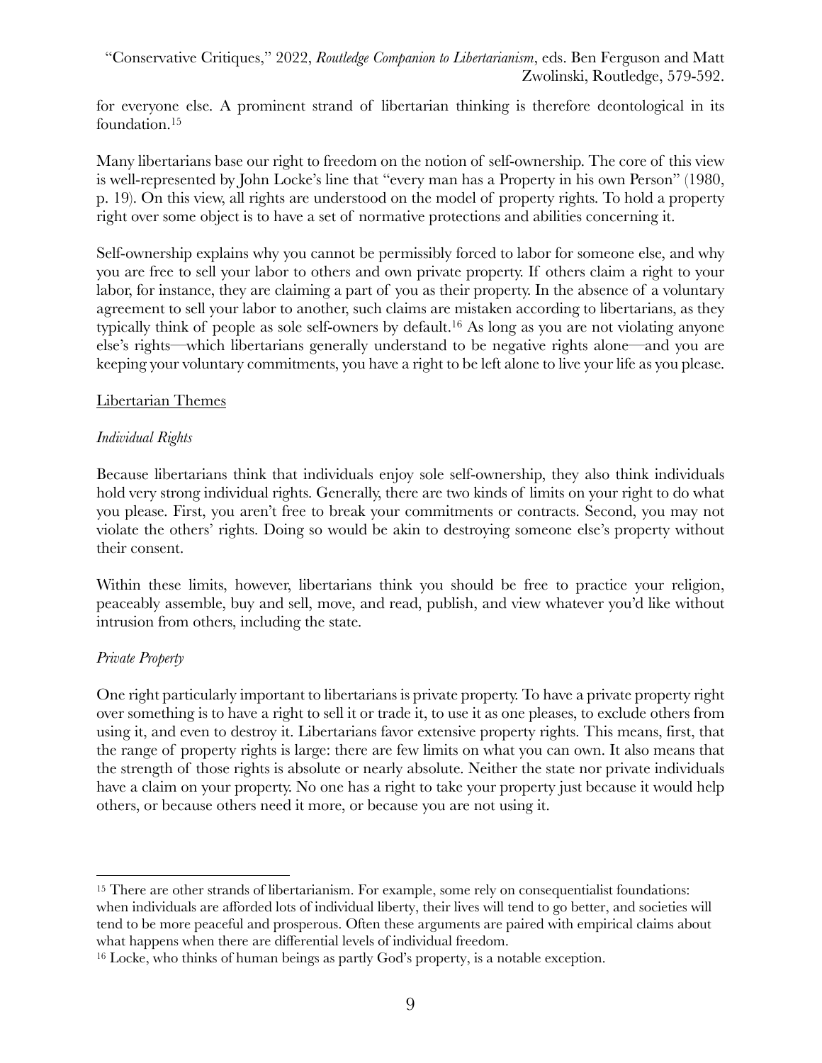for everyone else. A prominent strand of libertarian thinking is therefore deontological in its foundation.[15]

Many libertarians base our right to freedom on the notion of self-ownership. The core of this view is well-represented by John Locke's line that "every man has a Property in his own Person" (1980, p. 19). On this view, all rights are understood on the model of property rights. To hold a property right over some object is to have a set of normative protections and abilities concerning it.

Self-ownership explains why you cannot be permissibly forced to labor for someone else, and why you are free to sell your labor to others and own private property. If others claim a right to your labor, for instance, they are claiming a part of you as their property. In the absence of a voluntary agreement to sell your labor to another, such claims are mistaken according to libertarians, as they typically think of people as sole self-owners by default.[16] As long as you are not violating anyone else's rights—which libertarians generally understand to be negative rights alone—and you are keeping your voluntary commitments, you have a right to be left alone to live your life as you please.

## Libertarian Themes

### *Individual Rights*

Because libertarians think that individuals enjoy sole self-ownership, they also think individuals hold very strong individual rights. Generally, there are two kinds of limits on your right to do what you please. First, you aren't free to break your commitments or contracts. Second, you may not violate the others' rights. Doing so would be akin to destroying someone else's property without their consent.

Within these limits, however, libertarians think you should be free to practice your religion, peaceably assemble, buy and sell, move, and read, publish, and view whatever you'd like without intrusion from others, including the state.

### *Private Property*

One right particularly important to libertarians is private property. To have a private property right over something is to have a right to sell it or trade it, to use it as one pleases, to exclude others from using it, and even to destroy it. Libertarians favor extensive property rights. This means, first, that the range of property rights is large: there are few limits on what you can own. It also means that the strength of those rights is absolute or nearly absolute. Neither the state nor private individuals have a claim on your property. No one has a right to take your property just because it would help others, or because others need it more, or because you are not using it.

---

[15] There are other strands of libertarianism. For example, some rely on consequentialist foundations: when individuals are afforded lots of individual liberty, their lives will tend to go better, and societies will tend to be more peaceful and prosperous. Often these arguments are paired with empirical claims about what happens when there are differential levels of individual freedom.

[16] Locke, who thinks of human beings as partly God's property, is a notable exception.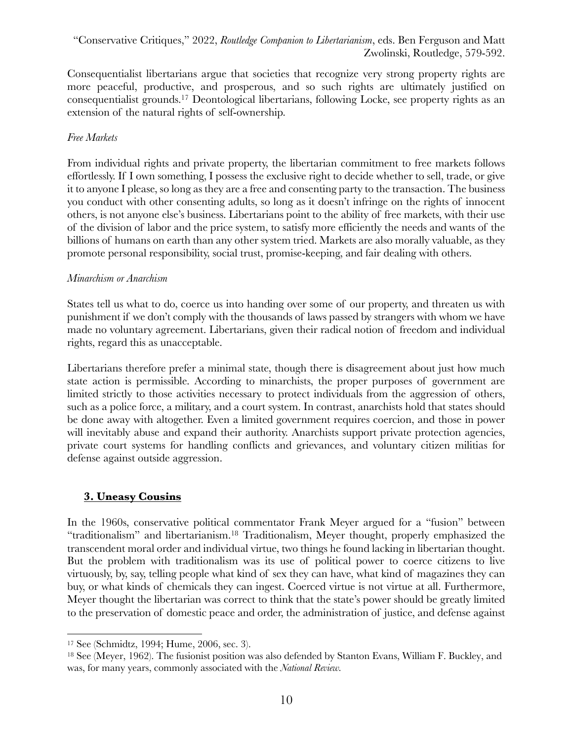Consequentialist libertarians argue that societies that recognize very strong property rights are more peaceful, productive, and prosperous, and so such rights are ultimately justified on consequentialist grounds.[17] Deontological libertarians, following Locke, see property rights as an extension of the natural rights of self-ownership.

*Free Markets*

From individual rights and private property, the libertarian commitment to free markets follows effortlessly. If I own something, I possess the exclusive right to decide whether to sell, trade, or give it to anyone I please, so long as they are a free and consenting party to the transaction. The business you conduct with other consenting adults, so long as it doesn't infringe on the rights of innocent others, is not anyone else's business. Libertarians point to the ability of free markets, with their use of the division of labor and the price system, to satisfy more efficiently the needs and wants of the billions of humans on earth than any other system tried. Markets are also morally valuable, as they promote personal responsibility, social trust, promise-keeping, and fair dealing with others.

*Minarchism or Anarchism*

States tell us what to do, coerce us into handing over some of our property, and threaten us with punishment if we don't comply with the thousands of laws passed by strangers with whom we have made no voluntary agreement. Libertarians, given their radical notion of freedom and individual rights, regard this as unacceptable.

Libertarians therefore prefer a minimal state, though there is disagreement about just how much state action is permissible. According to minarchists, the proper purposes of government are limited strictly to those activities necessary to protect individuals from the aggression of others, such as a police force, a military, and a court system. In contrast, anarchists hold that states should be done away with altogether. Even a limited government requires coercion, and those in power will inevitably abuse and expand their authority. Anarchists support private protection agencies, private court systems for handling conflicts and grievances, and voluntary citizen militias for defense against outside aggression.

## 3. Uneasy Cousins

In the 1960s, conservative political commentator Frank Meyer argued for a "fusion" between "traditionalism" and libertarianism.[18] Traditionalism, Meyer thought, properly emphasized the transcendent moral order and individual virtue, two things he found lacking in libertarian thought. But the problem with traditionalism was its use of political power to coerce citizens to live virtuously, by, say, telling people what kind of sex they can have, what kind of magazines they can buy, or what kinds of chemicals they can ingest. Coerced virtue is not virtue at all. Furthermore, Meyer thought the libertarian was correct to think that the state's power should be greatly limited to the preservation of domestic peace and order, the administration of justice, and defense against

---

[17] See (Schmidtz, 1994; Hume, 2006, sec. 3).

[18] See (Meyer, 1962). The fusionist position was also defended by Stanton Evans, William F. Buckley, and was, for many years, commonly associated with the *National Review.*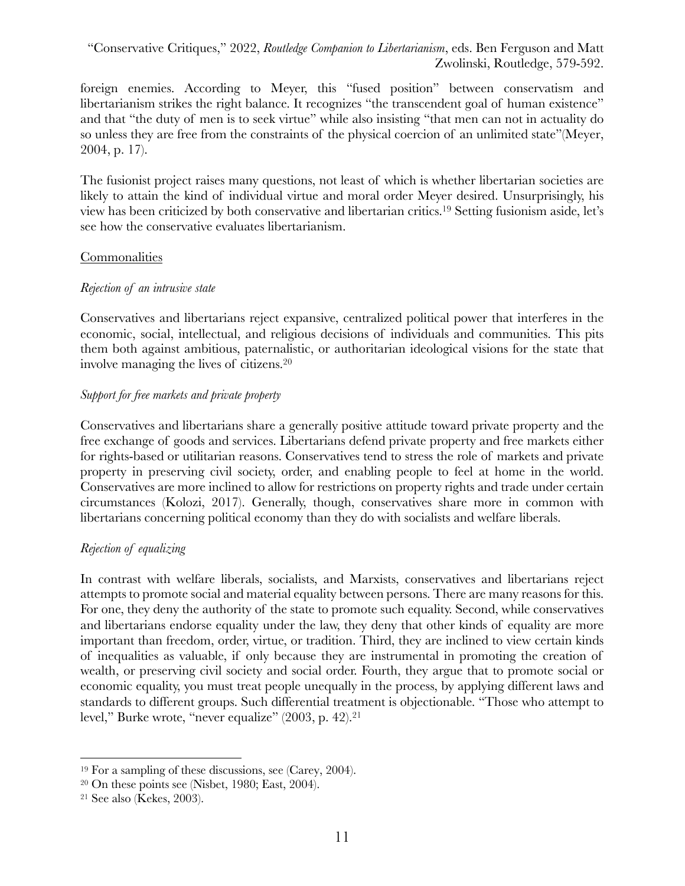foreign enemies. According to Meyer, this "fused position" between conservatism and libertarianism strikes the right balance. It recognizes "the transcendent goal of human existence" and that "the duty of men is to seek virtue" while also insisting "that men can not in actuality do so unless they are free from the constraints of the physical coercion of an unlimited state"(Meyer, 2004, p. 17).

The fusionist project raises many questions, not least of which is whether libertarian societies are likely to attain the kind of individual virtue and moral order Meyer desired. Unsurprisingly, his view has been criticized by both conservative and libertarian critics.[19] Setting fusionism aside, let's see how the conservative evaluates libertarianism.

## Commonalities

### *Rejection of an intrusive state*

Conservatives and libertarians reject expansive, centralized political power that interferes in the economic, social, intellectual, and religious decisions of individuals and communities. This pits them both against ambitious, paternalistic, or authoritarian ideological visions for the state that involve managing the lives of citizens.[20]

### *Support for free markets and private property*

Conservatives and libertarians share a generally positive attitude toward private property and the free exchange of goods and services. Libertarians defend private property and free markets either for rights-based or utilitarian reasons. Conservatives tend to stress the role of markets and private property in preserving civil society, order, and enabling people to feel at home in the world. Conservatives are more inclined to allow for restrictions on property rights and trade under certain circumstances (Kolozi, 2017). Generally, though, conservatives share more in common with libertarians concerning political economy than they do with socialists and welfare liberals.

### *Rejection of equalizing*

In contrast with welfare liberals, socialists, and Marxists, conservatives and libertarians reject attempts to promote social and material equality between persons. There are many reasons for this. For one, they deny the authority of the state to promote such equality. Second, while conservatives and libertarians endorse equality under the law, they deny that other kinds of equality are more important than freedom, order, virtue, or tradition. Third, they are inclined to view certain kinds of inequalities as valuable, if only because they are instrumental in promoting the creation of wealth, or preserving civil society and social order. Fourth, they argue that to promote social or economic equality, you must treat people unequally in the process, by applying different laws and standards to different groups. Such differential treatment is objectionable. "Those who attempt to level," Burke wrote, "never equalize" (2003, p. 42).[21]

---

[19] For a sampling of these discussions, see (Carey, 2004).

[20] On these points see (Nisbet, 1980; East, 2004).

[21] See also (Kekes, 2003).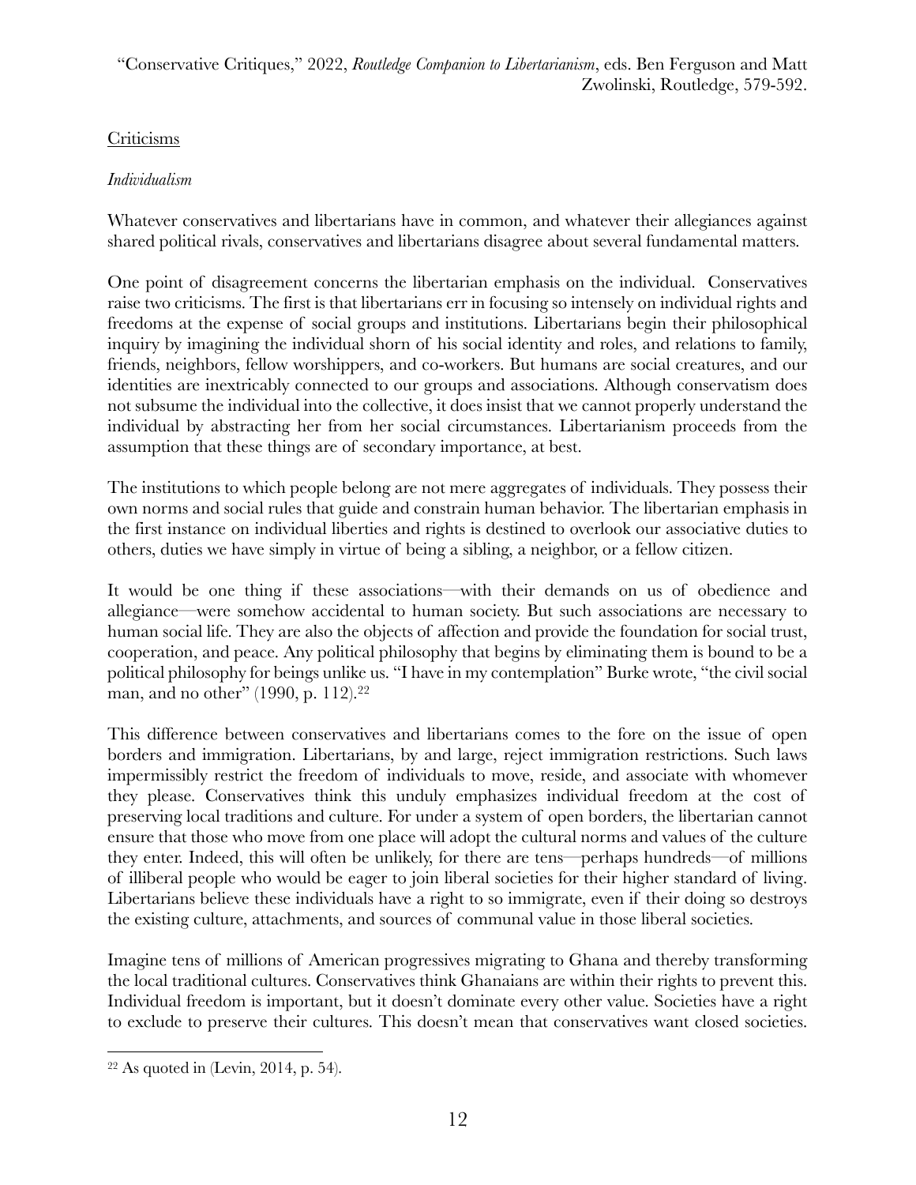Criticisms

*Individualism*

Whatever conservatives and libertarians have in common, and whatever their allegiances against shared political rivals, conservatives and libertarians disagree about several fundamental matters.

One point of disagreement concerns the libertarian emphasis on the individual. Conservatives raise two criticisms. The first is that libertarians err in focusing so intensely on individual rights and freedoms at the expense of social groups and institutions. Libertarians begin their philosophical inquiry by imagining the individual shorn of his social identity and roles, and relations to family, friends, neighbors, fellow worshippers, and co-workers. But humans are social creatures, and our identities are inextricably connected to our groups and associations. Although conservatism does not subsume the individual into the collective, it does insist that we cannot properly understand the individual by abstracting her from her social circumstances. Libertarianism proceeds from the assumption that these things are of secondary importance, at best.

The institutions to which people belong are not mere aggregates of individuals. They possess their own norms and social rules that guide and constrain human behavior. The libertarian emphasis in the first instance on individual liberties and rights is destined to overlook our associative duties to others, duties we have simply in virtue of being a sibling, a neighbor, or a fellow citizen.

It would be one thing if these associations—with their demands on us of obedience and allegiance—were somehow accidental to human society. But such associations are necessary to human social life. They are also the objects of affection and provide the foundation for social trust, cooperation, and peace. Any political philosophy that begins by eliminating them is bound to be a political philosophy for beings unlike us. "I have in my contemplation" Burke wrote, "the civil social man, and no other" (1990, p. 112).[22]

This difference between conservatives and libertarians comes to the fore on the issue of open borders and immigration. Libertarians, by and large, reject immigration restrictions. Such laws impermissibly restrict the freedom of individuals to move, reside, and associate with whomever they please. Conservatives think this unduly emphasizes individual freedom at the cost of preserving local traditions and culture. For under a system of open borders, the libertarian cannot ensure that those who move from one place will adopt the cultural norms and values of the culture they enter. Indeed, this will often be unlikely, for there are tens—perhaps hundreds—of millions of illiberal people who would be eager to join liberal societies for their higher standard of living. Libertarians believe these individuals have a right to so immigrate, even if their doing so destroys the existing culture, attachments, and sources of communal value in those liberal societies.

Imagine tens of millions of American progressives migrating to Ghana and thereby transforming the local traditional cultures. Conservatives think Ghanaians are within their rights to prevent this. Individual freedom is important, but it doesn't dominate every other value. Societies have a right to exclude to preserve their cultures. This doesn't mean that conservatives want closed societies.

[22] As quoted in (Levin, 2014, p. 54).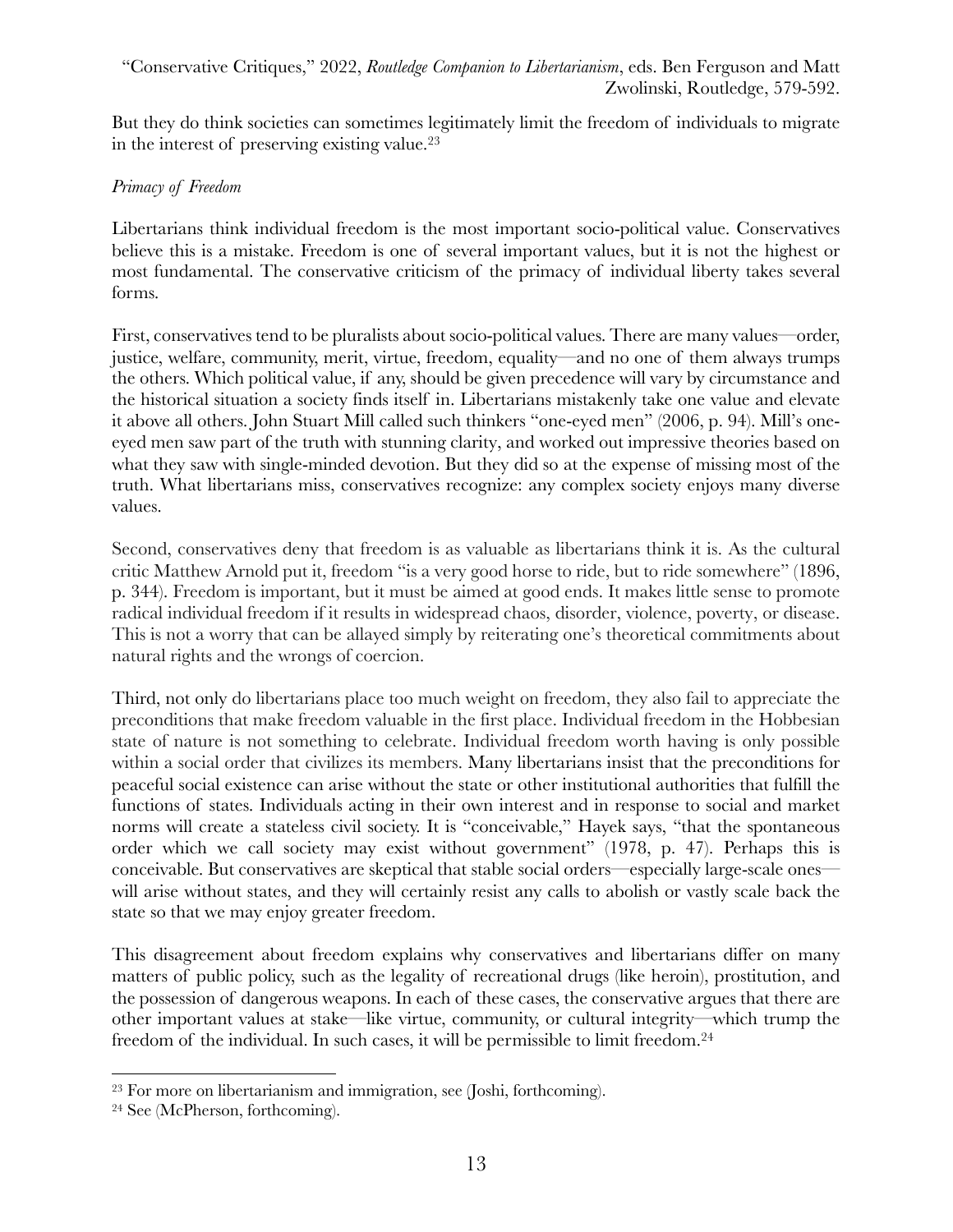But they do think societies can sometimes legitimately limit the freedom of individuals to migrate in the interest of preserving existing value.[23]

*Primacy of Freedom*

Libertarians think individual freedom is the most important socio-political value. Conservatives believe this is a mistake. Freedom is one of several important values, but it is not the highest or most fundamental. The conservative criticism of the primacy of individual liberty takes several forms.

First, conservatives tend to be pluralists about socio-political values. There are many values—order, justice, welfare, community, merit, virtue, freedom, equality—and no one of them always trumps the others. Which political value, if any, should be given precedence will vary by circumstance and the historical situation a society finds itself in. Libertarians mistakenly take one value and elevate it above all others. John Stuart Mill called such thinkers "one-eyed men" (2006, p. 94). Mill's one-eyed men saw part of the truth with stunning clarity, and worked out impressive theories based on what they saw with single-minded devotion. But they did so at the expense of missing most of the truth. What libertarians miss, conservatives recognize: any complex society enjoys many diverse values.

Second, conservatives deny that freedom is as valuable as libertarians think it is. As the cultural critic Matthew Arnold put it, freedom "is a very good horse to ride, but to ride somewhere" (1896, p. 344). Freedom is important, but it must be aimed at good ends. It makes little sense to promote radical individual freedom if it results in widespread chaos, disorder, violence, poverty, or disease. This is not a worry that can be allayed simply by reiterating one's theoretical commitments about natural rights and the wrongs of coercion.

Third, not only do libertarians place too much weight on freedom, they also fail to appreciate the preconditions that make freedom valuable in the first place. Individual freedom in the Hobbesian state of nature is not something to celebrate. Individual freedom worth having is only possible within a social order that civilizes its members. Many libertarians insist that the preconditions for peaceful social existence can arise without the state or other institutional authorities that fulfill the functions of states. Individuals acting in their own interest and in response to social and market norms will create a stateless civil society. It is "conceivable," Hayek says, "that the spontaneous order which we call society may exist without government" (1978, p. 47). Perhaps this is conceivable. But conservatives are skeptical that stable social orders—especially large-scale ones—will arise without states, and they will certainly resist any calls to abolish or vastly scale back the state so that we may enjoy greater freedom.

This disagreement about freedom explains why conservatives and libertarians differ on many matters of public policy, such as the legality of recreational drugs (like heroin), prostitution, and the possession of dangerous weapons. In each of these cases, the conservative argues that there are other important values at stake—like virtue, community, or cultural integrity—which trump the freedom of the individual. In such cases, it will be permissible to limit freedom.[24]

---

[23] For more on libertarianism and immigration, see (Joshi, forthcoming).

[24] See (McPherson, forthcoming).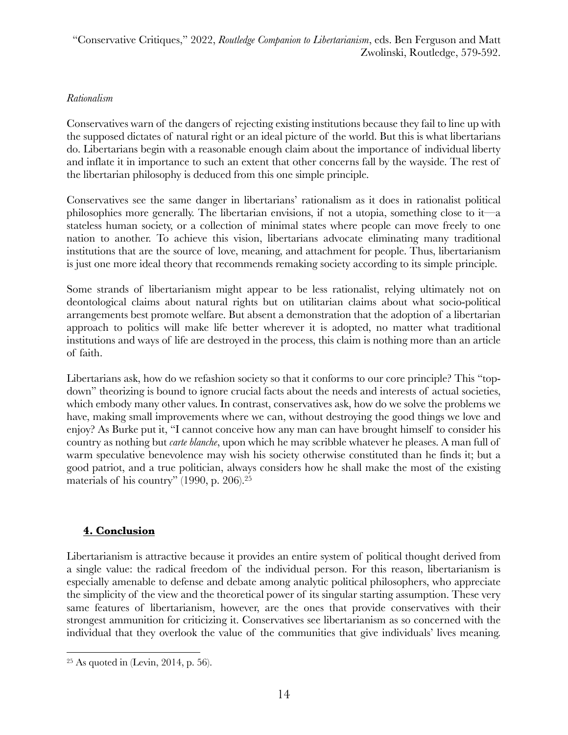*Rationalism*

Conservatives warn of the dangers of rejecting existing institutions because they fail to line up with the supposed dictates of natural right or an ideal picture of the world. But this is what libertarians do. Libertarians begin with a reasonable enough claim about the importance of individual liberty and inflate it in importance to such an extent that other concerns fall by the wayside. The rest of the libertarian philosophy is deduced from this one simple principle.

Conservatives see the same danger in libertarians' rationalism as it does in rationalist political philosophies more generally. The libertarian envisions, if not a utopia, something close to it—a stateless human society, or a collection of minimal states where people can move freely to one nation to another. To achieve this vision, libertarians advocate eliminating many traditional institutions that are the source of love, meaning, and attachment for people. Thus, libertarianism is just one more ideal theory that recommends remaking society according to its simple principle.

Some strands of libertarianism might appear to be less rationalist, relying ultimately not on deontological claims about natural rights but on utilitarian claims about what socio-political arrangements best promote welfare. But absent a demonstration that the adoption of a libertarian approach to politics will make life better wherever it is adopted, no matter what traditional institutions and ways of life are destroyed in the process, this claim is nothing more than an article of faith.

Libertarians ask, how do we refashion society so that it conforms to our core principle? This "top-down" theorizing is bound to ignore crucial facts about the needs and interests of actual societies, which embody many other values. In contrast, conservatives ask, how do we solve the problems we have, making small improvements where we can, without destroying the good things we love and enjoy? As Burke put it, "I cannot conceive how any man can have brought himself to consider his country as nothing but *carte blanche*, upon which he may scribble whatever he pleases. A man full of warm speculative benevolence may wish his society otherwise constituted than he finds it; but a good patriot, and a true politician, always considers how he shall make the most of the existing materials of his country" (1990, p. 206).[25]

## 4. Conclusion

Libertarianism is attractive because it provides an entire system of political thought derived from a single value: the radical freedom of the individual person. For this reason, libertarianism is especially amenable to defense and debate among analytic political philosophers, who appreciate the simplicity of the view and the theoretical power of its singular starting assumption. These very same features of libertarianism, however, are the ones that provide conservatives with their strongest ammunition for criticizing it. Conservatives see libertarianism as so concerned with the individual that they overlook the value of the communities that give individuals' lives meaning.

[25] As quoted in (Levin, 2014, p. 56).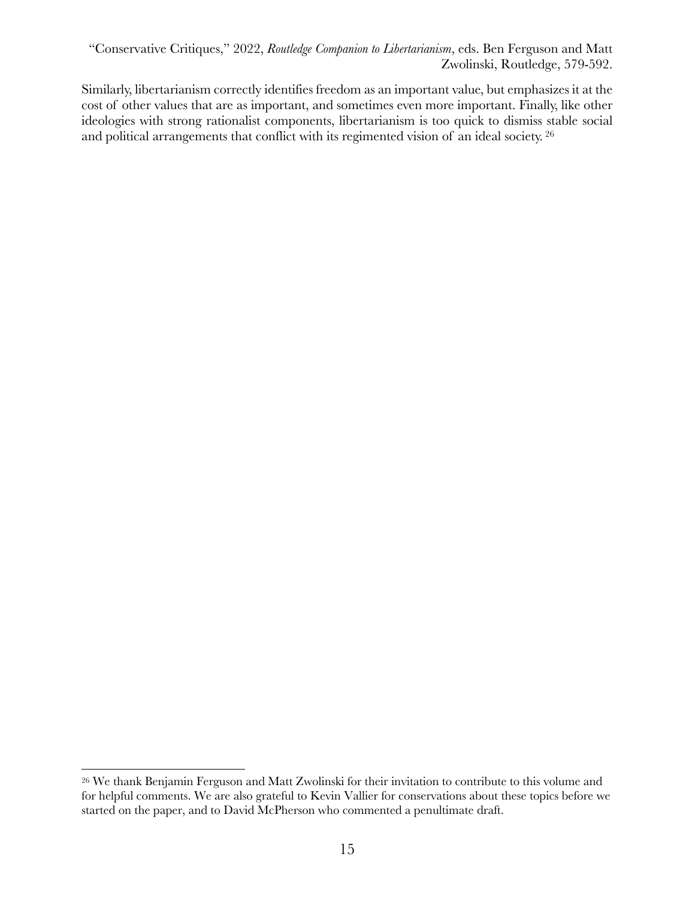Similarly, libertarianism correctly identifies freedom as an important value, but emphasizes it at the cost of other values that are as important, and sometimes even more important. Finally, like other ideologies with strong rationalist components, libertarianism is too quick to dismiss stable social and political arrangements that conflict with its regimented vision of an ideal society. [26]

---

[26] We thank Benjamin Ferguson and Matt Zwolinski for their invitation to contribute to this volume and for helpful comments. We are also grateful to Kevin Vallier for conservations about these topics before we started on the paper, and to David McPherson who commented a penultimate draft.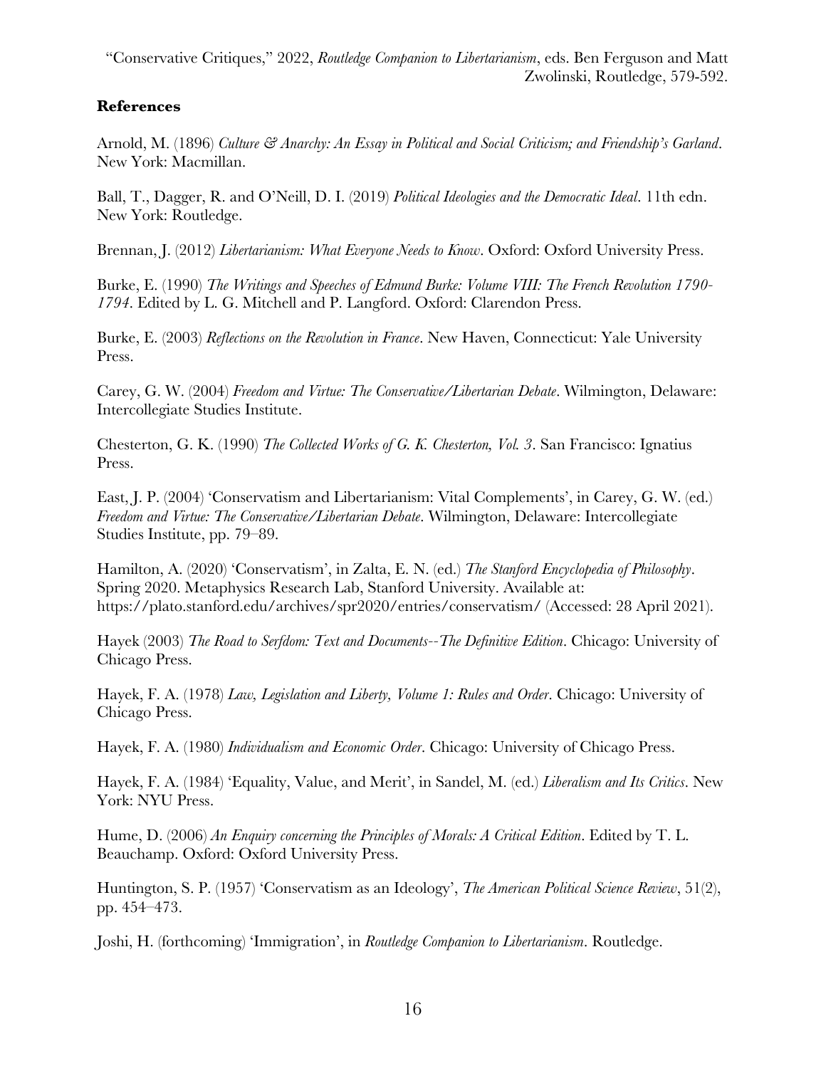"Conservative Critiques," 2022, *Routledge Companion to Libertarianism*, eds. Ben Ferguson and Matt Zwolinski, Routledge, 579-592.

## References

Arnold, M. (1896) *Culture & Anarchy: An Essay in Political and Social Criticism; and Friendship's Garland*. New York: Macmillan.

Ball, T., Dagger, R. and O'Neill, D. I. (2019) *Political Ideologies and the Democratic Ideal*. 11th edn. New York: Routledge.

Brennan, J. (2012) *Libertarianism: What Everyone Needs to Know*. Oxford: Oxford University Press.

Burke, E. (1990) *The Writings and Speeches of Edmund Burke: Volume VIII: The French Revolution 1790-1794*. Edited by L. G. Mitchell and P. Langford. Oxford: Clarendon Press.

Burke, E. (2003) *Reflections on the Revolution in France*. New Haven, Connecticut: Yale University Press.

Carey, G. W. (2004) *Freedom and Virtue: The Conservative/Libertarian Debate*. Wilmington, Delaware: Intercollegiate Studies Institute.

Chesterton, G. K. (1990) *The Collected Works of G. K. Chesterton, Vol. 3*. San Francisco: Ignatius Press.

East, J. P. (2004) 'Conservatism and Libertarianism: Vital Complements', in Carey, G. W. (ed.) *Freedom and Virtue: The Conservative/Libertarian Debate*. Wilmington, Delaware: Intercollegiate Studies Institute, pp. 79–89.

Hamilton, A. (2020) 'Conservatism', in Zalta, E. N. (ed.) *The Stanford Encyclopedia of Philosophy*. Spring 2020. Metaphysics Research Lab, Stanford University. Available at: https://plato.stanford.edu/archives/spr2020/entries/conservatism/ (Accessed: 28 April 2021).

Hayek (2003) *The Road to Serfdom: Text and Documents--The Definitive Edition*. Chicago: University of Chicago Press.

Hayek, F. A. (1978) *Law, Legislation and Liberty, Volume 1: Rules and Order*. Chicago: University of Chicago Press.

Hayek, F. A. (1980) *Individualism and Economic Order*. Chicago: University of Chicago Press.

Hayek, F. A. (1984) 'Equality, Value, and Merit', in Sandel, M. (ed.) *Liberalism and Its Critics*. New York: NYU Press.

Hume, D. (2006) *An Enquiry concerning the Principles of Morals: A Critical Edition*. Edited by T. L. Beauchamp. Oxford: Oxford University Press.

Huntington, S. P. (1957) 'Conservatism as an Ideology', *The American Political Science Review*, 51(2), pp. 454–473.

Joshi, H. (forthcoming) 'Immigration', in *Routledge Companion to Libertarianism*. Routledge.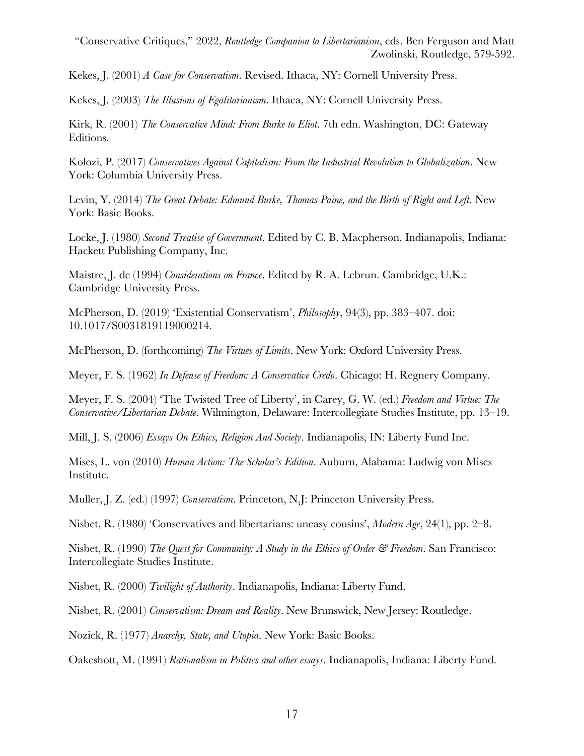Kekes, J. (2001) *A Case for Conservatism*. Revised. Ithaca, NY: Cornell University Press.

Kekes, J. (2003) *The Illusions of Egalitarianism*. Ithaca, NY: Cornell University Press.

Kirk, R. (2001) *The Conservative Mind: From Burke to Eliot*. 7th edn. Washington, DC: Gateway Editions.

Kolozi, P. (2017) *Conservatives Against Capitalism: From the Industrial Revolution to Globalization*. New York: Columbia University Press.

Levin, Y. (2014) *The Great Debate: Edmund Burke, Thomas Paine, and the Birth of Right and Left*. New York: Basic Books.

Locke, J. (1980) *Second Treatise of Government*. Edited by C. B. Macpherson. Indianapolis, Indiana: Hackett Publishing Company, Inc.

Maistre, J. de (1994) *Considerations on France*. Edited by R. A. Lebrun. Cambridge, U.K.: Cambridge University Press.

McPherson, D. (2019) 'Existential Conservatism', *Philosophy*, 94(3), pp. 383–407. doi: 10.1017/S0031819119000214.

McPherson, D. (forthcoming) *The Virtues of Limits*. New York: Oxford University Press.

Meyer, F. S. (1962) *In Defense of Freedom: A Conservative Credo*. Chicago: H. Regnery Company.

Meyer, F. S. (2004) 'The Twisted Tree of Liberty', in Carey, G. W. (ed.) *Freedom and Virtue: The Conservative/Libertarian Debate*. Wilmington, Delaware: Intercollegiate Studies Institute, pp. 13–19.

Mill, J. S. (2006) *Essays On Ethics, Religion And Society*. Indianapolis, IN: Liberty Fund Inc.

Mises, L. von (2010) *Human Action: The Scholar's Edition*. Auburn, Alabama: Ludwig von Mises Institute.

Muller, J. Z. (ed.) (1997) *Conservatism*. Princeton, N.J: Princeton University Press.

Nisbet, R. (1980) 'Conservatives and libertarians: uneasy cousins', *Modern Age*, 24(1), pp. 2–8.

Nisbet, R. (1990) *The Quest for Community: A Study in the Ethics of Order & Freedom*. San Francisco: Intercollegiate Studies Institute.

Nisbet, R. (2000) *Twilight of Authority*. Indianapolis, Indiana: Liberty Fund.

Nisbet, R. (2001) *Conservatism: Dream and Reality*. New Brunswick, New Jersey: Routledge.

Nozick, R. (1977) *Anarchy, State, and Utopia*. New York: Basic Books.

Oakeshott, M. (1991) *Rationalism in Politics and other essays*. Indianapolis, Indiana: Liberty Fund.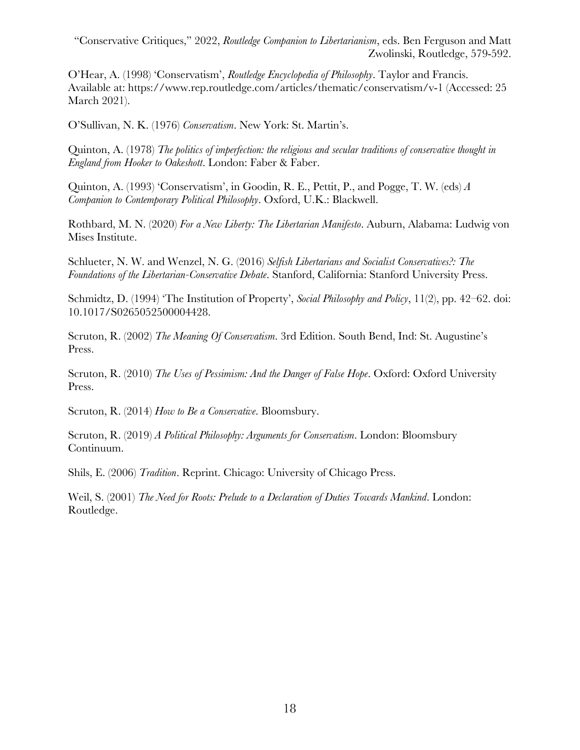O'Hear, A. (1998) 'Conservatism', *Routledge Encyclopedia of Philosophy*. Taylor and Francis. Available at: https://www.rep.routledge.com/articles/thematic/conservatism/v-1 (Accessed: 25 March 2021).

O'Sullivan, N. K. (1976) *Conservatism*. New York: St. Martin's.

Quinton, A. (1978) *The politics of imperfection: the religious and secular traditions of conservative thought in England from Hooker to Oakeshott*. London: Faber & Faber.

Quinton, A. (1993) 'Conservatism', in Goodin, R. E., Pettit, P., and Pogge, T. W. (eds) *A Companion to Contemporary Political Philosophy*. Oxford, U.K.: Blackwell.

Rothbard, M. N. (2020) *For a New Liberty: The Libertarian Manifesto*. Auburn, Alabama: Ludwig von Mises Institute.

Schlueter, N. W. and Wenzel, N. G. (2016) *Selfish Libertarians and Socialist Conservatives?: The Foundations of the Libertarian-Conservative Debate*. Stanford, California: Stanford University Press.

Schmidtz, D. (1994) 'The Institution of Property', *Social Philosophy and Policy*, 11(2), pp. 42–62. doi: 10.1017/S0265052500004428.

Scruton, R. (2002) *The Meaning Of Conservatism*. 3rd Edition. South Bend, Ind: St. Augustine's Press.

Scruton, R. (2010) *The Uses of Pessimism: And the Danger of False Hope*. Oxford: Oxford University Press.

Scruton, R. (2014) *How to Be a Conservative*. Bloomsbury.

Scruton, R. (2019) *A Political Philosophy: Arguments for Conservatism*. London: Bloomsbury Continuum.

Shils, E. (2006) *Tradition*. Reprint. Chicago: University of Chicago Press.

Weil, S. (2001) *The Need for Roots: Prelude to a Declaration of Duties Towards Mankind*. London: Routledge.